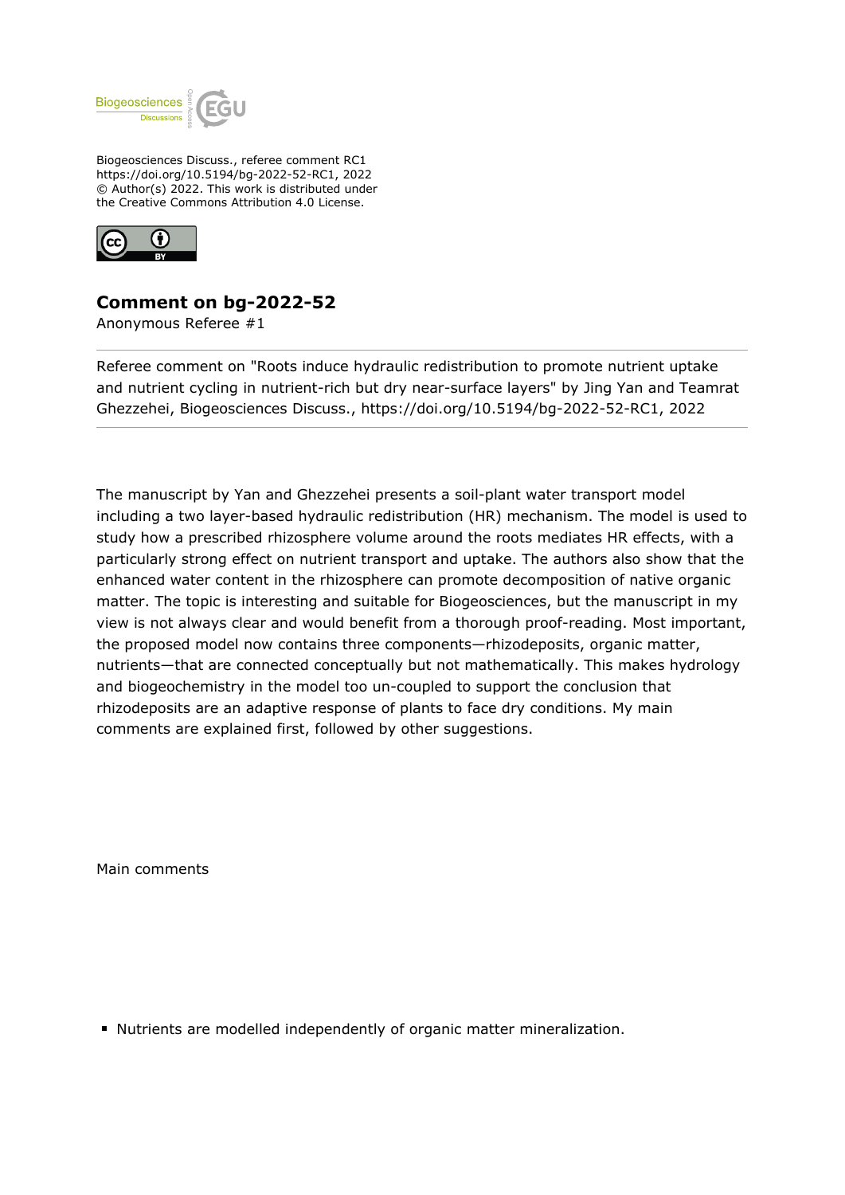Biogeosciences Discuss., referee comment RC1
https://doi.org/10.5194/bg-2022-52-RC1, 2022
© Author(s) 2022. This work is distributed under
the Creative Commons Attribution 4.0 License.

# Comment on bg-2022-52

Anonymous Referee #1

Referee comment on "Roots induce hydraulic redistribution to promote nutrient uptake and nutrient cycling in nutrient-rich but dry near-surface layers" by Jing Yan and Teamrat Ghezzehei, Biogeosciences Discuss., https://doi.org/10.5194/bg-2022-52-RC1, 2022

The manuscript by Yan and Ghezzehei presents a soil-plant water transport model including a two layer-based hydraulic redistribution (HR) mechanism. The model is used to study how a prescribed rhizosphere volume around the roots mediates HR effects, with a particularly strong effect on nutrient transport and uptake. The authors also show that the enhanced water content in the rhizosphere can promote decomposition of native organic matter. The topic is interesting and suitable for Biogeosciences, but the manuscript in my view is not always clear and would benefit from a thorough proof-reading. Most important, the proposed model now contains three components—rhizodeposits, organic matter, nutrients—that are connected conceptually but not mathematically. This makes hydrology and biogeochemistry in the model too un-coupled to support the conclusion that rhizodeposits are an adaptive response of plants to face dry conditions. My main comments are explained first, followed by other suggestions.

Main comments

- Nutrients are modelled independently of organic matter mineralization.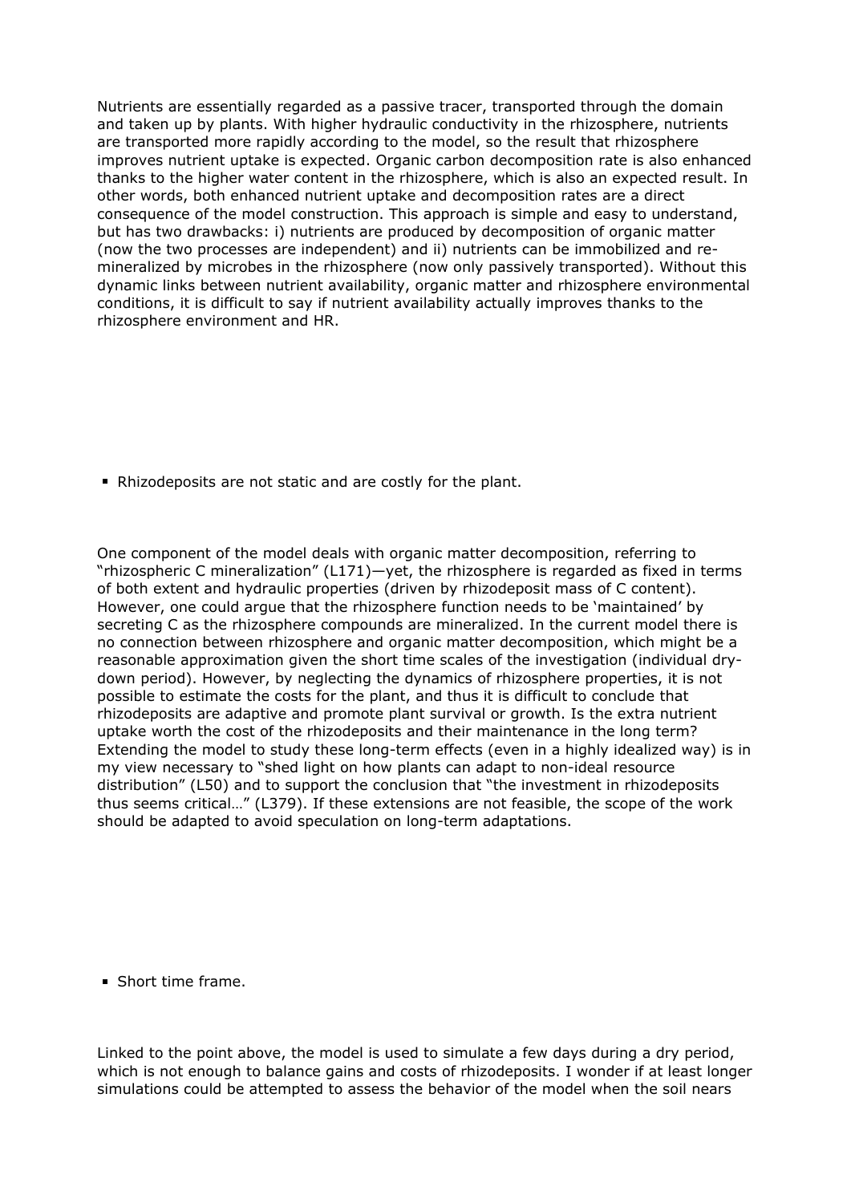Nutrients are essentially regarded as a passive tracer, transported through the domain and taken up by plants. With higher hydraulic conductivity in the rhizosphere, nutrients are transported more rapidly according to the model, so the result that rhizosphere improves nutrient uptake is expected. Organic carbon decomposition rate is also enhanced thanks to the higher water content in the rhizosphere, which is also an expected result. In other words, both enhanced nutrient uptake and decomposition rates are a direct consequence of the model construction. This approach is simple and easy to understand, but has two drawbacks: i) nutrients are produced by decomposition of organic matter (now the two processes are independent) and ii) nutrients can be immobilized and re-mineralized by microbes in the rhizosphere (now only passively transported). Without this dynamic links between nutrient availability, organic matter and rhizosphere environmental conditions, it is difficult to say if nutrient availability actually improves thanks to the rhizosphere environment and HR.

- Rhizodeposits are not static and are costly for the plant.

One component of the model deals with organic matter decomposition, referring to "rhizospheric C mineralization" (L171)—yet, the rhizosphere is regarded as fixed in terms of both extent and hydraulic properties (driven by rhizodeposit mass of C content). However, one could argue that the rhizosphere function needs to be 'maintained' by secreting C as the rhizosphere compounds are mineralized. In the current model there is no connection between rhizosphere and organic matter decomposition, which might be a reasonable approximation given the short time scales of the investigation (individual dry-down period). However, by neglecting the dynamics of rhizosphere properties, it is not possible to estimate the costs for the plant, and thus it is difficult to conclude that rhizodeposits are adaptive and promote plant survival or growth. Is the extra nutrient uptake worth the cost of the rhizodeposits and their maintenance in the long term? Extending the model to study these long-term effects (even in a highly idealized way) is in my view necessary to "shed light on how plants can adapt to non-ideal resource distribution" (L50) and to support the conclusion that "the investment in rhizodeposits thus seems critical…" (L379). If these extensions are not feasible, the scope of the work should be adapted to avoid speculation on long-term adaptations.

- Short time frame.

Linked to the point above, the model is used to simulate a few days during a dry period, which is not enough to balance gains and costs of rhizodeposits. I wonder if at least longer simulations could be attempted to assess the behavior of the model when the soil nears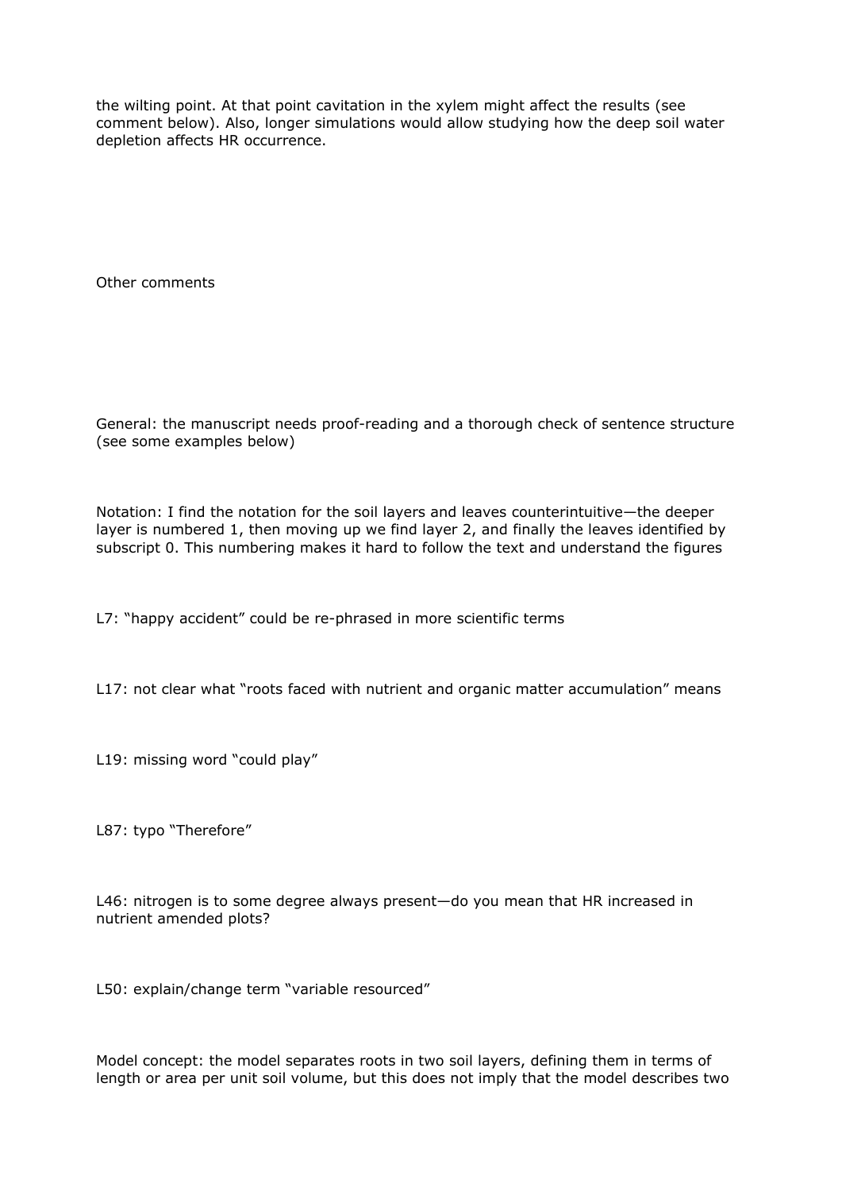the wilting point. At that point cavitation in the xylem might affect the results (see comment below). Also, longer simulations would allow studying how the deep soil water depletion affects HR occurrence.

Other comments

General: the manuscript needs proof-reading and a thorough check of sentence structure (see some examples below)

Notation: I find the notation for the soil layers and leaves counterintuitive—the deeper layer is numbered 1, then moving up we find layer 2, and finally the leaves identified by subscript 0. This numbering makes it hard to follow the text and understand the figures

L7: "happy accident" could be re-phrased in more scientific terms

L17: not clear what "roots faced with nutrient and organic matter accumulation" means

L19: missing word "could play"

L87: typo "Therefore"

L46: nitrogen is to some degree always present—do you mean that HR increased in nutrient amended plots?

L50: explain/change term "variable resourced"

Model concept: the model separates roots in two soil layers, defining them in terms of length or area per unit soil volume, but this does not imply that the model describes two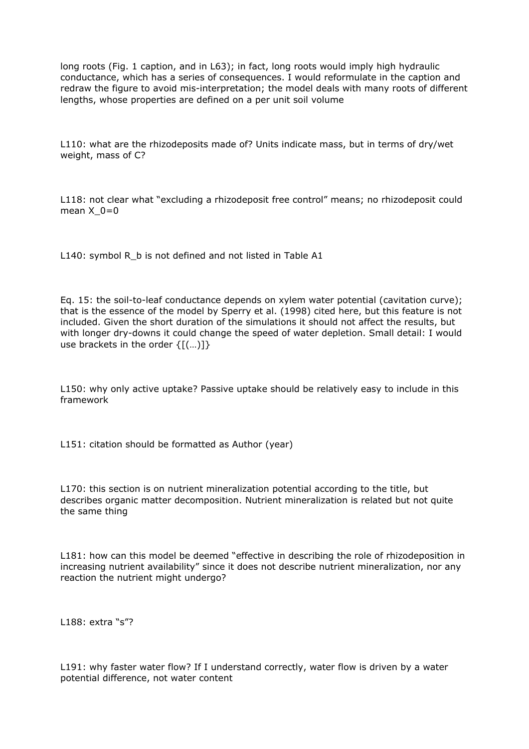long roots (Fig. 1 caption, and in L63); in fact, long roots would imply high hydraulic conductance, which has a series of consequences. I would reformulate in the caption and redraw the figure to avoid mis-interpretation; the model deals with many roots of different lengths, whose properties are defined on a per unit soil volume

L110: what are the rhizodeposits made of? Units indicate mass, but in terms of dry/wet weight, mass of C?

L118: not clear what "excluding a rhizodeposit free control" means; no rhizodeposit could mean $X_0=0$

L140: symbol $R_b$ is not defined and not listed in Table A1

Eq. 15: the soil-to-leaf conductance depends on xylem water potential (cavitation curve); that is the essence of the model by Sperry et al. (1998) cited here, but this feature is not included. Given the short duration of the simulations it should not affect the results, but with longer dry-downs it could change the speed of water depletion. Small detail: I would use brackets in the order {[(…)]}

L150: why only active uptake? Passive uptake should be relatively easy to include in this framework

L151: citation should be formatted as Author (year)

L170: this section is on nutrient mineralization potential according to the title, but describes organic matter decomposition. Nutrient mineralization is related but not quite the same thing

L181: how can this model be deemed "effective in describing the role of rhizodeposition in increasing nutrient availability" since it does not describe nutrient mineralization, nor any reaction the nutrient might undergo?

L188: extra "s"?

L191: why faster water flow? If I understand correctly, water flow is driven by a water potential difference, not water content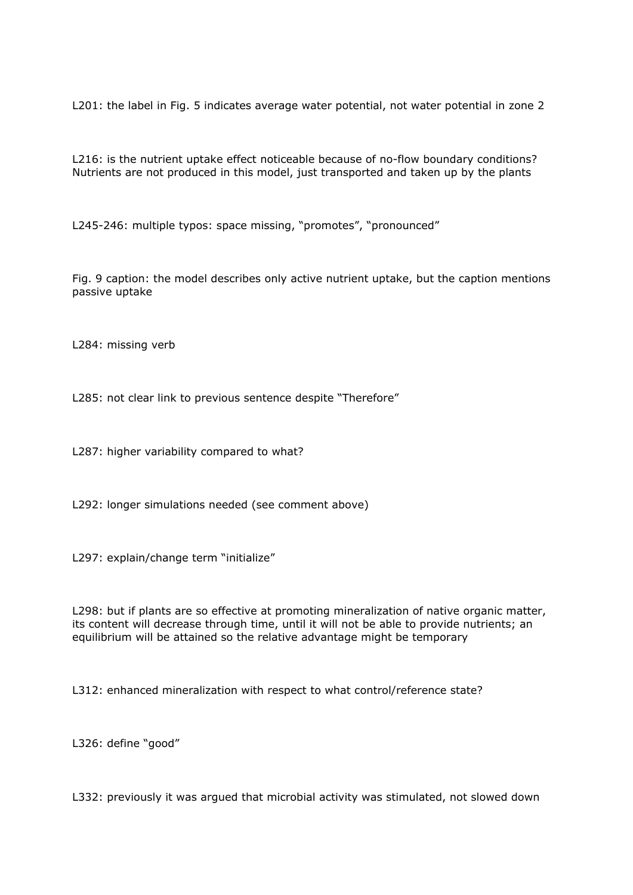L201: the label in Fig. 5 indicates average water potential, not water potential in zone 2

L216: is the nutrient uptake effect noticeable because of no-flow boundary conditions? Nutrients are not produced in this model, just transported and taken up by the plants

L245-246: multiple typos: space missing, "promotes", "pronounced"

Fig. 9 caption: the model describes only active nutrient uptake, but the caption mentions passive uptake

L284: missing verb

L285: not clear link to previous sentence despite "Therefore"

L287: higher variability compared to what?

L292: longer simulations needed (see comment above)

L297: explain/change term "initialize"

L298: but if plants are so effective at promoting mineralization of native organic matter, its content will decrease through time, until it will not be able to provide nutrients; an equilibrium will be attained so the relative advantage might be temporary

L312: enhanced mineralization with respect to what control/reference state?

L326: define "good"

L332: previously it was argued that microbial activity was stimulated, not slowed down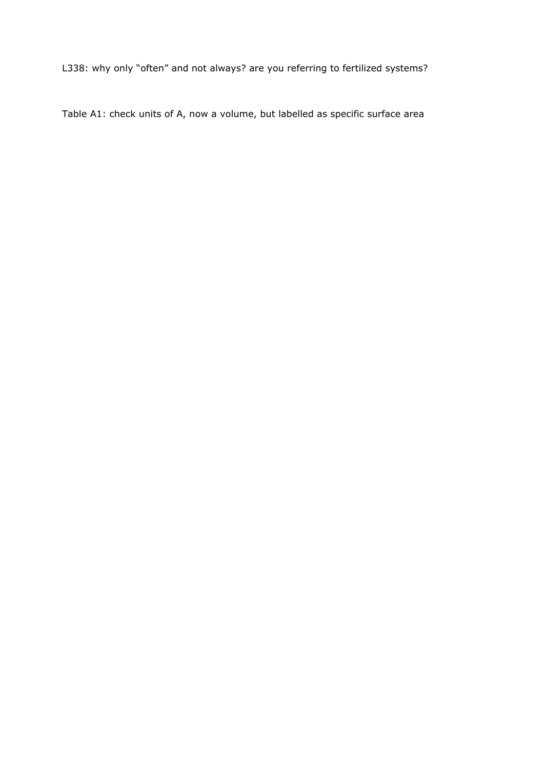L338: why only “often” and not always? are you referring to fertilized systems?

Table A1: check units of A, now a volume, but labelled as specific surface area